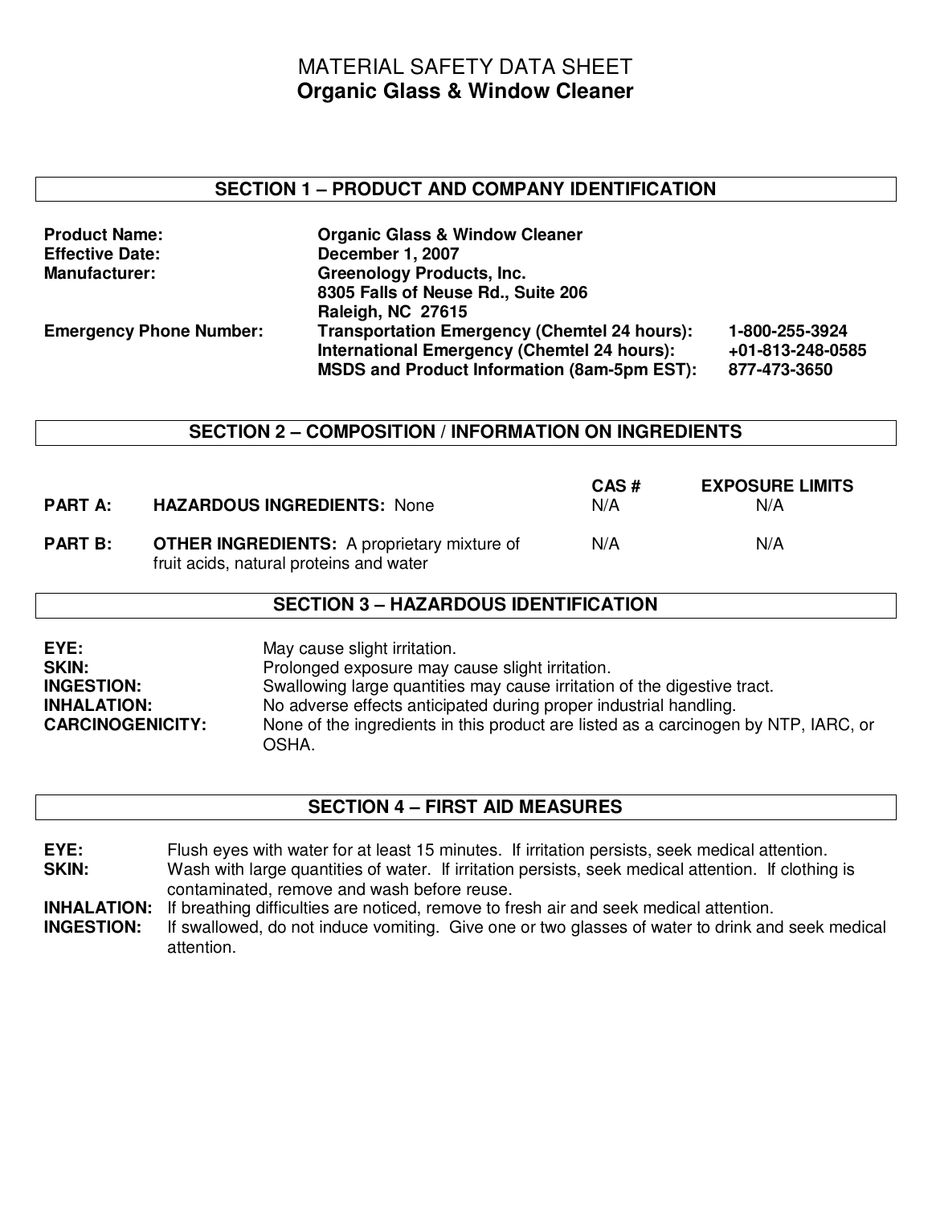# MATERIAL SAFETY DATA SHEET
# Organic Glass & Window Cleaner

## SECTION 1 – PRODUCT AND COMPANY IDENTIFICATION

| | | |
|---|---|---|
| **Product Name:** | **Organic Glass & Window Cleaner** | |
| **Effective Date:** | **December 1, 2007** | |
| **Manufacturer:** | **Greenology Products, Inc.**<br>**8305 Falls of Neuse Rd., Suite 206**<br>**Raleigh, NC 27615** | |
| **Emergency Phone Number:** | **Transportation Emergency (Chemtel 24 hours):** | **1-800-255-3924** |
| | **International Emergency (Chemtel 24 hours):** | **+01-813-248-0585** |
| | **MSDS and Product Information (8am-5pm EST):** | **877-473-3650** |

## SECTION 2 – COMPOSITION / INFORMATION ON INGREDIENTS

| | | CAS # | EXPOSURE LIMITS |
|---|---|---|---|
| **PART A:** | **HAZARDOUS INGREDIENTS:** None | N/A | N/A |
| **PART B:** | **OTHER INGREDIENTS:** A proprietary mixture of fruit acids, natural proteins and water | N/A | N/A |

## SECTION 3 – HAZARDOUS IDENTIFICATION

**EYE:** May cause slight irritation.

**SKIN:** Prolonged exposure may cause slight irritation.

**INGESTION:** Swallowing large quantities may cause irritation of the digestive tract.

**INHALATION:** No adverse effects anticipated during proper industrial handling.

**CARCINOGENICITY:** None of the ingredients in this product are listed as a carcinogen by NTP, IARC, or OSHA.

## SECTION 4 – FIRST AID MEASURES

**EYE:** Flush eyes with water for at least 15 minutes. If irritation persists, seek medical attention.

**SKIN:** Wash with large quantities of water. If irritation persists, seek medical attention. If clothing is contaminated, remove and wash before reuse.

**INHALATION:** If breathing difficulties are noticed, remove to fresh air and seek medical attention.

**INGESTION:** If swallowed, do not induce vomiting. Give one or two glasses of water to drink and seek medical attention.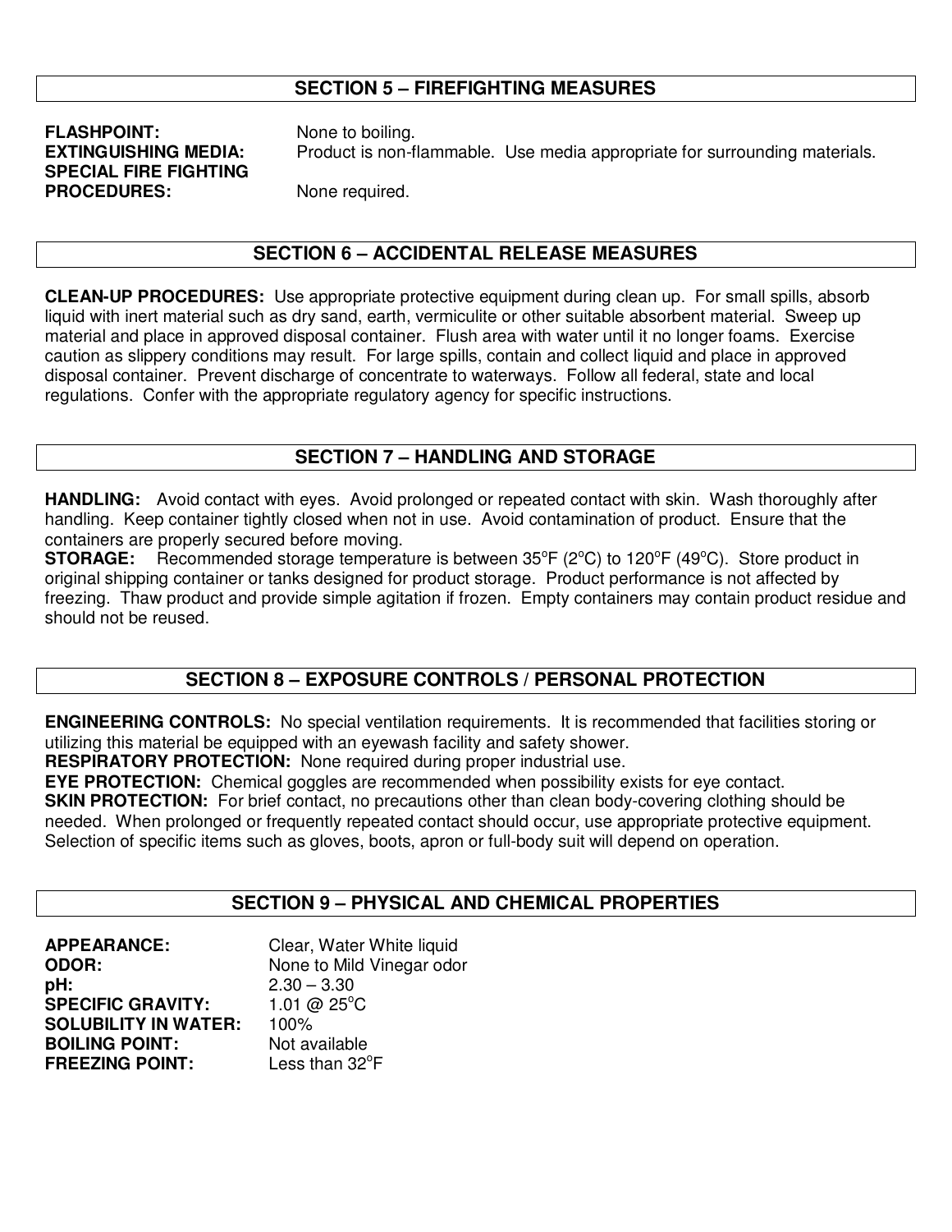## SECTION 5 – FIREFIGHTING MEASURES

**FLASHPOINT:** None to boiling.
**EXTINGUISHING MEDIA:** Product is non-flammable. Use media appropriate for surrounding materials.
**SPECIAL FIRE FIGHTING PROCEDURES:** None required.

## SECTION 6 – ACCIDENTAL RELEASE MEASURES

**CLEAN-UP PROCEDURES:** Use appropriate protective equipment during clean up. For small spills, absorb liquid with inert material such as dry sand, earth, vermiculite or other suitable absorbent material. Sweep up material and place in approved disposal container. Flush area with water until it no longer foams. Exercise caution as slippery conditions may result. For large spills, contain and collect liquid and place in approved disposal container. Prevent discharge of concentrate to waterways. Follow all federal, state and local regulations. Confer with the appropriate regulatory agency for specific instructions.

## SECTION 7 – HANDLING AND STORAGE

**HANDLING:** Avoid contact with eyes. Avoid prolonged or repeated contact with skin. Wash thoroughly after handling. Keep container tightly closed when not in use. Avoid contamination of product. Ensure that the containers are properly secured before moving.
**STORAGE:** Recommended storage temperature is between 35°F (2°C) to 120°F (49°C). Store product in original shipping container or tanks designed for product storage. Product performance is not affected by freezing. Thaw product and provide simple agitation if frozen. Empty containers may contain product residue and should not be reused.

## SECTION 8 – EXPOSURE CONTROLS / PERSONAL PROTECTION

**ENGINEERING CONTROLS:** No special ventilation requirements. It is recommended that facilities storing or utilizing this material be equipped with an eyewash facility and safety shower.
**RESPIRATORY PROTECTION:** None required during proper industrial use.
**EYE PROTECTION:** Chemical goggles are recommended when possibility exists for eye contact.
**SKIN PROTECTION:** For brief contact, no precautions other than clean body-covering clothing should be needed. When prolonged or frequently repeated contact should occur, use appropriate protective equipment. Selection of specific items such as gloves, boots, apron or full-body suit will depend on operation.

## SECTION 9 – PHYSICAL AND CHEMICAL PROPERTIES

**APPEARANCE:** Clear, Water White liquid
**ODOR:** None to Mild Vinegar odor
**pH:** 2.30 – 3.30
**SPECIFIC GRAVITY:** 1.01 @ 25°C
**SOLUBILITY IN WATER:** 100%
**BOILING POINT:** Not available
**FREEZING POINT:** Less than 32°F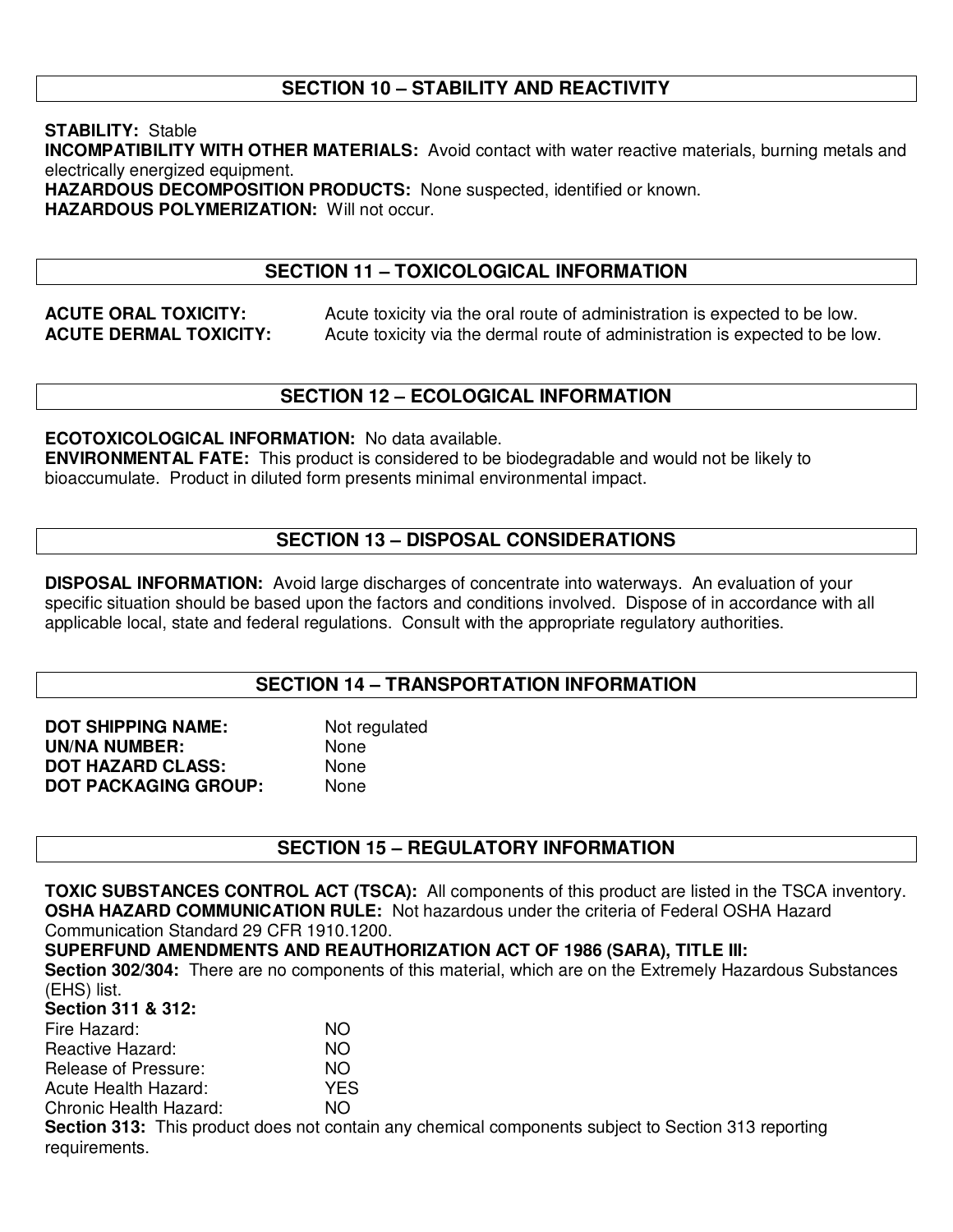## SECTION 10 – STABILITY AND REACTIVITY

**STABILITY:** Stable
**INCOMPATIBILITY WITH OTHER MATERIALS:** Avoid contact with water reactive materials, burning metals and electrically energized equipment.
**HAZARDOUS DECOMPOSITION PRODUCTS:** None suspected, identified or known.
**HAZARDOUS POLYMERIZATION:** Will not occur.

## SECTION 11 – TOXICOLOGICAL INFORMATION

**ACUTE ORAL TOXICITY:** Acute toxicity via the oral route of administration is expected to be low.
**ACUTE DERMAL TOXICITY:** Acute toxicity via the dermal route of administration is expected to be low.

## SECTION 12 – ECOLOGICAL INFORMATION

**ECOTOXICOLOGICAL INFORMATION:** No data available.
**ENVIRONMENTAL FATE:** This product is considered to be biodegradable and would not be likely to bioaccumulate. Product in diluted form presents minimal environmental impact.

## SECTION 13 – DISPOSAL CONSIDERATIONS

**DISPOSAL INFORMATION:** Avoid large discharges of concentrate into waterways. An evaluation of your specific situation should be based upon the factors and conditions involved. Dispose of in accordance with all applicable local, state and federal regulations. Consult with the appropriate regulatory authorities.

## SECTION 14 – TRANSPORTATION INFORMATION

**DOT SHIPPING NAME:** Not regulated
**UN/NA NUMBER:** None
**DOT HAZARD CLASS:** None
**DOT PACKAGING GROUP:** None

## SECTION 15 – REGULATORY INFORMATION

**TOXIC SUBSTANCES CONTROL ACT (TSCA):** All components of this product are listed in the TSCA inventory.
**OSHA HAZARD COMMUNICATION RULE:** Not hazardous under the criteria of Federal OSHA Hazard Communication Standard 29 CFR 1910.1200.
**SUPERFUND AMENDMENTS AND REAUTHORIZATION ACT OF 1986 (SARA), TITLE III:**
**Section 302/304:** There are no components of this material, which are on the Extremely Hazardous Substances (EHS) list.
**Section 311 & 312:**
Fire Hazard: NO
Reactive Hazard: NO
Release of Pressure: NO
Acute Health Hazard: YES
Chronic Health Hazard: NO
**Section 313:** This product does not contain any chemical components subject to Section 313 reporting requirements.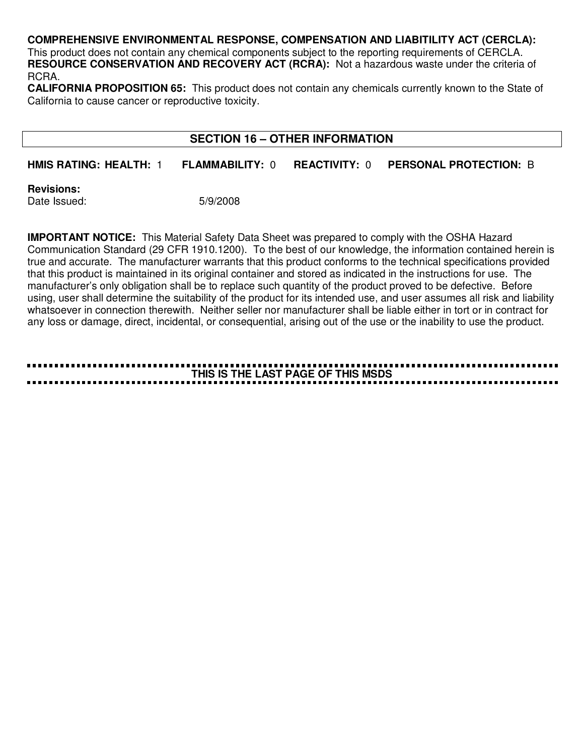**COMPREHENSIVE ENVIRONMENTAL RESPONSE, COMPENSATION AND LIABITILITY ACT (CERCLA):** This product does not contain any chemical components subject to the reporting requirements of CERCLA.
**RESOURCE CONSERVATION AND RECOVERY ACT (RCRA):** Not a hazardous waste under the criteria of RCRA.
**CALIFORNIA PROPOSITION 65:** This product does not contain any chemicals currently known to the State of California to cause cancer or reproductive toxicity.

## SECTION 16 – OTHER INFORMATION

**HMIS RATING: HEALTH:** 1 **FLAMMABILITY:** 0 **REACTIVITY:** 0 **PERSONAL PROTECTION:** B

**Revisions:**
Date Issued: 5/9/2008

**IMPORTANT NOTICE:** This Material Safety Data Sheet was prepared to comply with the OSHA Hazard Communication Standard (29 CFR 1910.1200). To the best of our knowledge, the information contained herein is true and accurate. The manufacturer warrants that this product conforms to the technical specifications provided that this product is maintained in its original container and stored as indicated in the instructions for use. The manufacturer's only obligation shall be to replace such quantity of the product proved to be defective. Before using, user shall determine the suitability of the product for its intended use, and user assumes all risk and liability whatsoever in connection therewith. Neither seller nor manufacturer shall be liable either in tort or in contract for any loss or damage, direct, incidental, or consequential, arising out of the use or the inability to use the product.

**THIS IS THE LAST PAGE OF THIS MSDS**